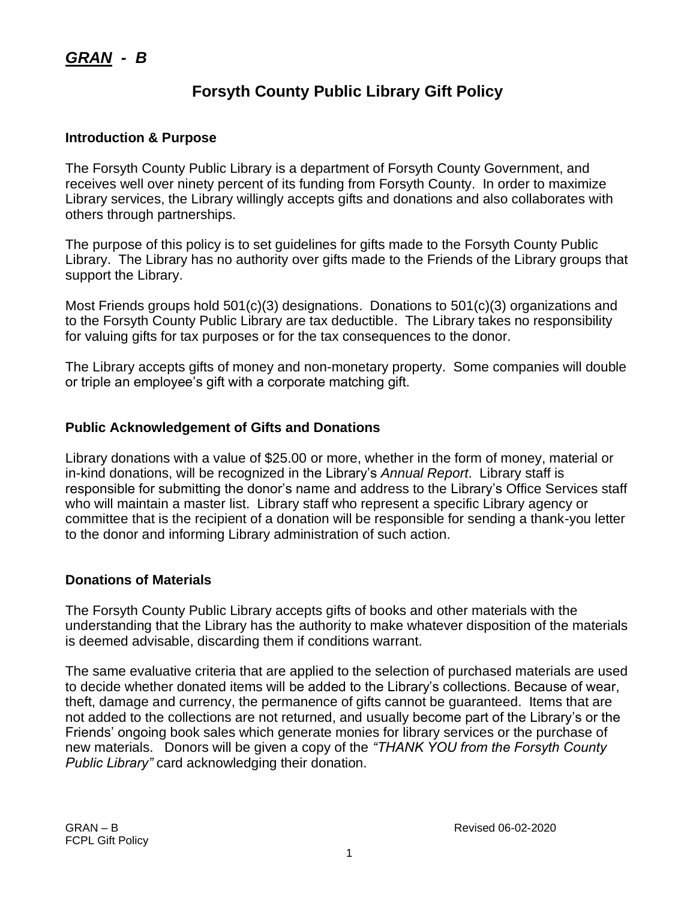***GRAN - B***

# Forsyth County Public Library Gift Policy

## Introduction & Purpose

The Forsyth County Public Library is a department of Forsyth County Government, and receives well over ninety percent of its funding from Forsyth County. In order to maximize Library services, the Library willingly accepts gifts and donations and also collaborates with others through partnerships.

The purpose of this policy is to set guidelines for gifts made to the Forsyth County Public Library. The Library has no authority over gifts made to the Friends of the Library groups that support the Library.

Most Friends groups hold 501(c)(3) designations. Donations to 501(c)(3) organizations and to the Forsyth County Public Library are tax deductible. The Library takes no responsibility for valuing gifts for tax purposes or for the tax consequences to the donor.

The Library accepts gifts of money and non-monetary property. Some companies will double or triple an employee's gift with a corporate matching gift.

## Public Acknowledgement of Gifts and Donations

Library donations with a value of $25.00 or more, whether in the form of money, material or in-kind donations, will be recognized in the Library's *Annual Report*. Library staff is responsible for submitting the donor's name and address to the Library's Office Services staff who will maintain a master list. Library staff who represent a specific Library agency or committee that is the recipient of a donation will be responsible for sending a thank-you letter to the donor and informing Library administration of such action.

## Donations of Materials

The Forsyth County Public Library accepts gifts of books and other materials with the understanding that the Library has the authority to make whatever disposition of the materials is deemed advisable, discarding them if conditions warrant.

The same evaluative criteria that are applied to the selection of purchased materials are used to decide whether donated items will be added to the Library's collections. Because of wear, theft, damage and currency, the permanence of gifts cannot be guaranteed. Items that are not added to the collections are not returned, and usually become part of the Library's or the Friends' ongoing book sales which generate monies for library services or the purchase of new materials. Donors will be given a copy of the *"THANK YOU from the Forsyth County Public Library"* card acknowledging their donation.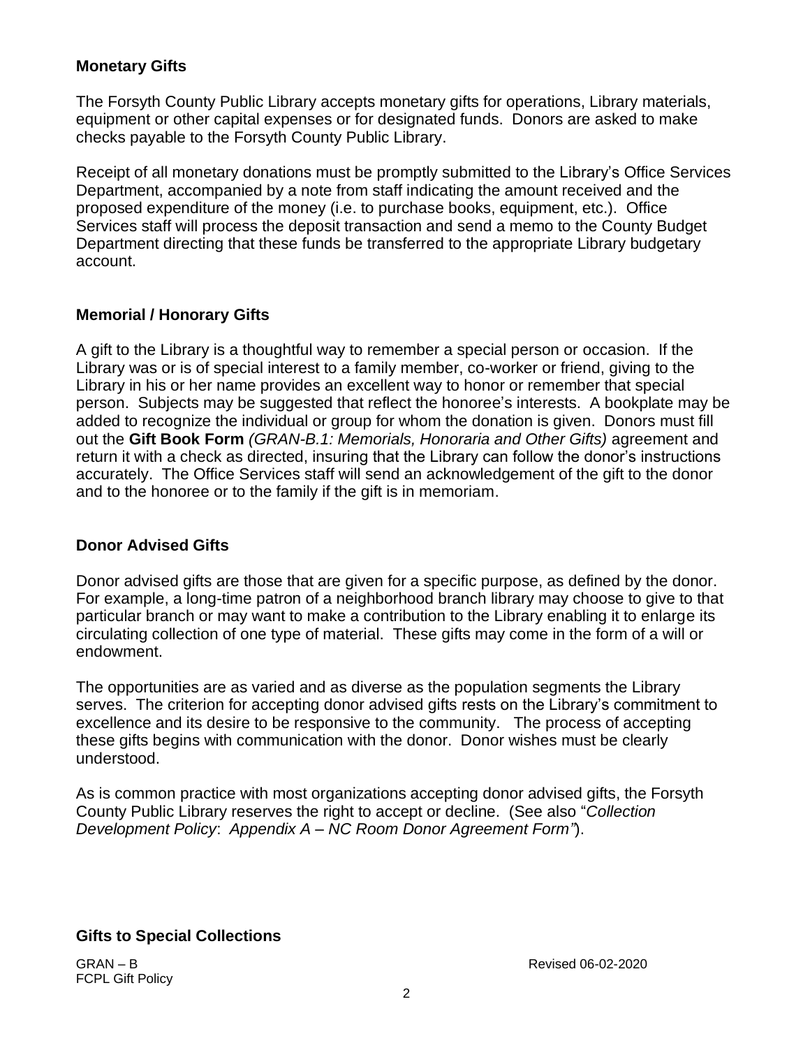## Monetary Gifts

The Forsyth County Public Library accepts monetary gifts for operations, Library materials, equipment or other capital expenses or for designated funds. Donors are asked to make checks payable to the Forsyth County Public Library.

Receipt of all monetary donations must be promptly submitted to the Library's Office Services Department, accompanied by a note from staff indicating the amount received and the proposed expenditure of the money (i.e. to purchase books, equipment, etc.). Office Services staff will process the deposit transaction and send a memo to the County Budget Department directing that these funds be transferred to the appropriate Library budgetary account.

## Memorial / Honorary Gifts

A gift to the Library is a thoughtful way to remember a special person or occasion. If the Library was or is of special interest to a family member, co-worker or friend, giving to the Library in his or her name provides an excellent way to honor or remember that special person. Subjects may be suggested that reflect the honoree's interests. A bookplate may be added to recognize the individual or group for whom the donation is given. Donors must fill out the **Gift Book Form** *(GRAN-B.1: Memorials, Honoraria and Other Gifts)* agreement and return it with a check as directed, insuring that the Library can follow the donor's instructions accurately. The Office Services staff will send an acknowledgement of the gift to the donor and to the honoree or to the family if the gift is in memoriam.

## Donor Advised Gifts

Donor advised gifts are those that are given for a specific purpose, as defined by the donor. For example, a long-time patron of a neighborhood branch library may choose to give to that particular branch or may want to make a contribution to the Library enabling it to enlarge its circulating collection of one type of material. These gifts may come in the form of a will or endowment.

The opportunities are as varied and as diverse as the population segments the Library serves. The criterion for accepting donor advised gifts rests on the Library's commitment to excellence and its desire to be responsive to the community. The process of accepting these gifts begins with communication with the donor. Donor wishes must be clearly understood.

As is common practice with most organizations accepting donor advised gifts, the Forsyth County Public Library reserves the right to accept or decline. (See also "*Collection Development Policy*: *Appendix A – NC Room Donor Agreement Form"*).

## Gifts to Special Collections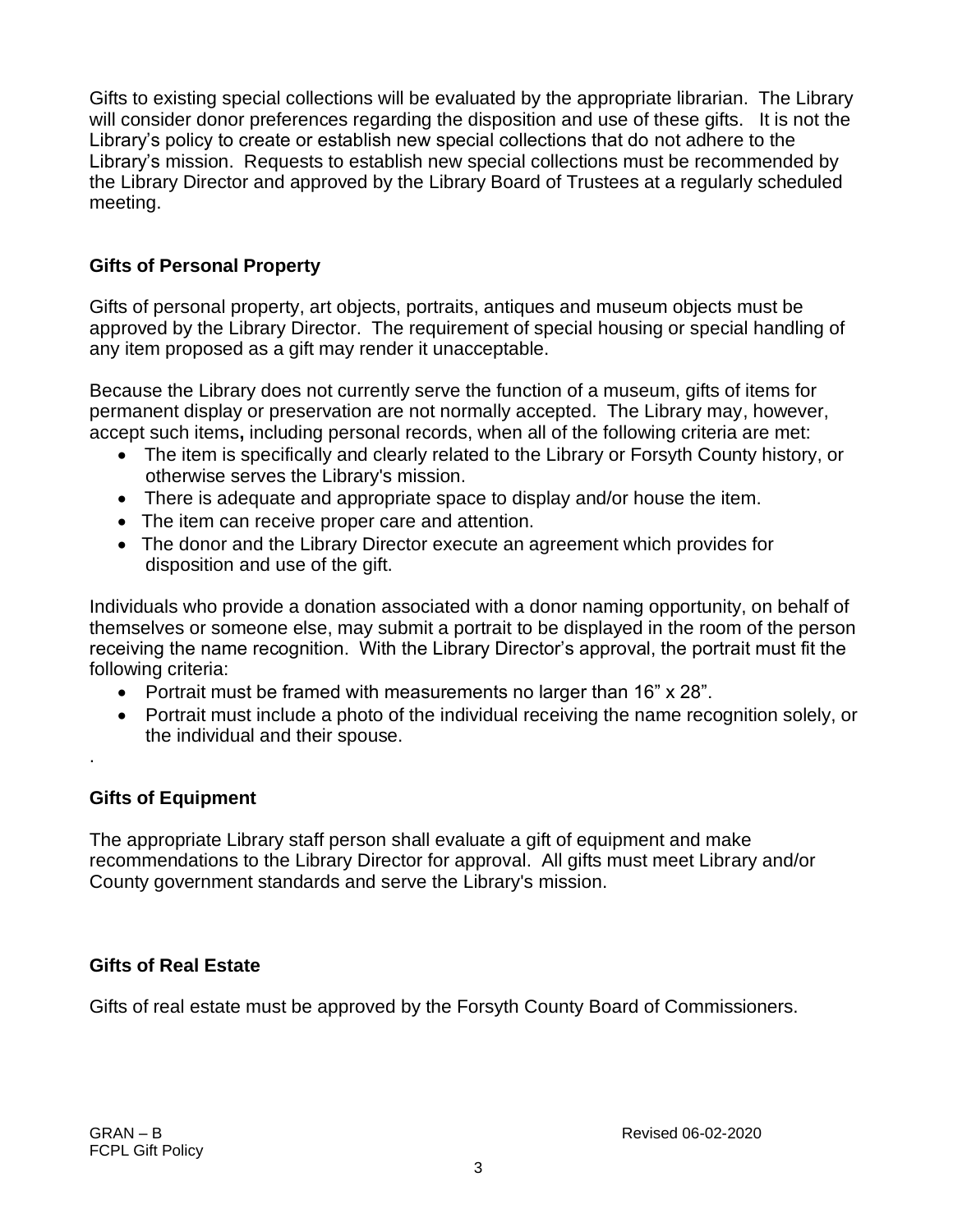Gifts to existing special collections will be evaluated by the appropriate librarian. The Library will consider donor preferences regarding the disposition and use of these gifts. It is not the Library's policy to create or establish new special collections that do not adhere to the Library's mission. Requests to establish new special collections must be recommended by the Library Director and approved by the Library Board of Trustees at a regularly scheduled meeting.

## Gifts of Personal Property

Gifts of personal property, art objects, portraits, antiques and museum objects must be approved by the Library Director. The requirement of special housing or special handling of any item proposed as a gift may render it unacceptable.

Because the Library does not currently serve the function of a museum, gifts of items for permanent display or preservation are not normally accepted. The Library may, however, accept such items**,** including personal records, when all of the following criteria are met:

- The item is specifically and clearly related to the Library or Forsyth County history, or otherwise serves the Library's mission.
- There is adequate and appropriate space to display and/or house the item.
- The item can receive proper care and attention.
- The donor and the Library Director execute an agreement which provides for disposition and use of the gift.

Individuals who provide a donation associated with a donor naming opportunity, on behalf of themselves or someone else, may submit a portrait to be displayed in the room of the person receiving the name recognition. With the Library Director's approval, the portrait must fit the following criteria:

- Portrait must be framed with measurements no larger than 16" x 28".
- Portrait must include a photo of the individual receiving the name recognition solely, or the individual and their spouse.

.

## Gifts of Equipment

The appropriate Library staff person shall evaluate a gift of equipment and make recommendations to the Library Director for approval. All gifts must meet Library and/or County government standards and serve the Library's mission.

## Gifts of Real Estate

Gifts of real estate must be approved by the Forsyth County Board of Commissioners.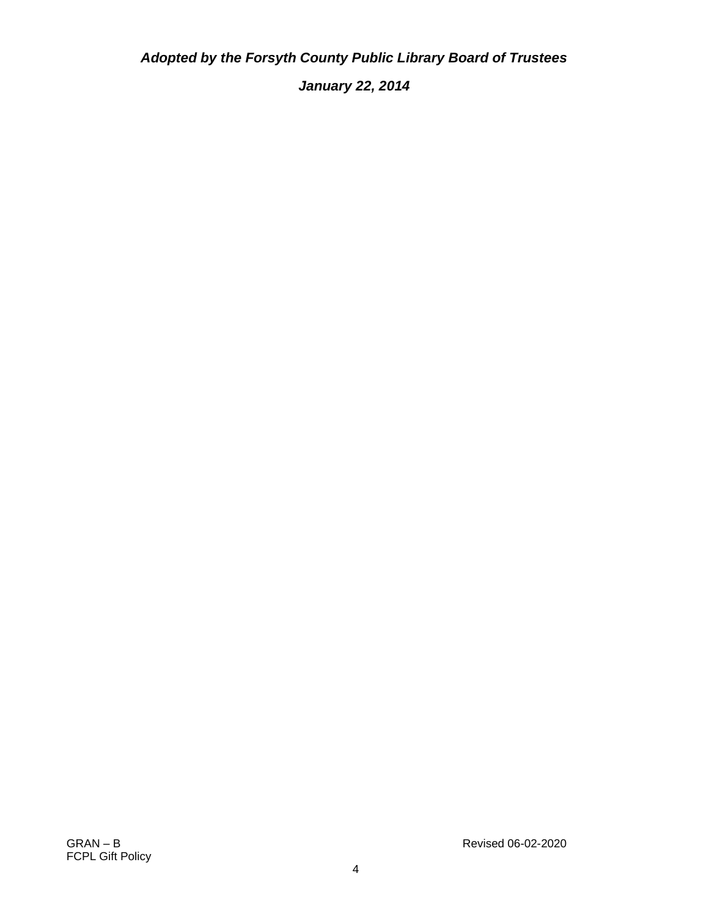***Adopted by the Forsyth County Public Library Board of Trustees***

***January 22, 2014***